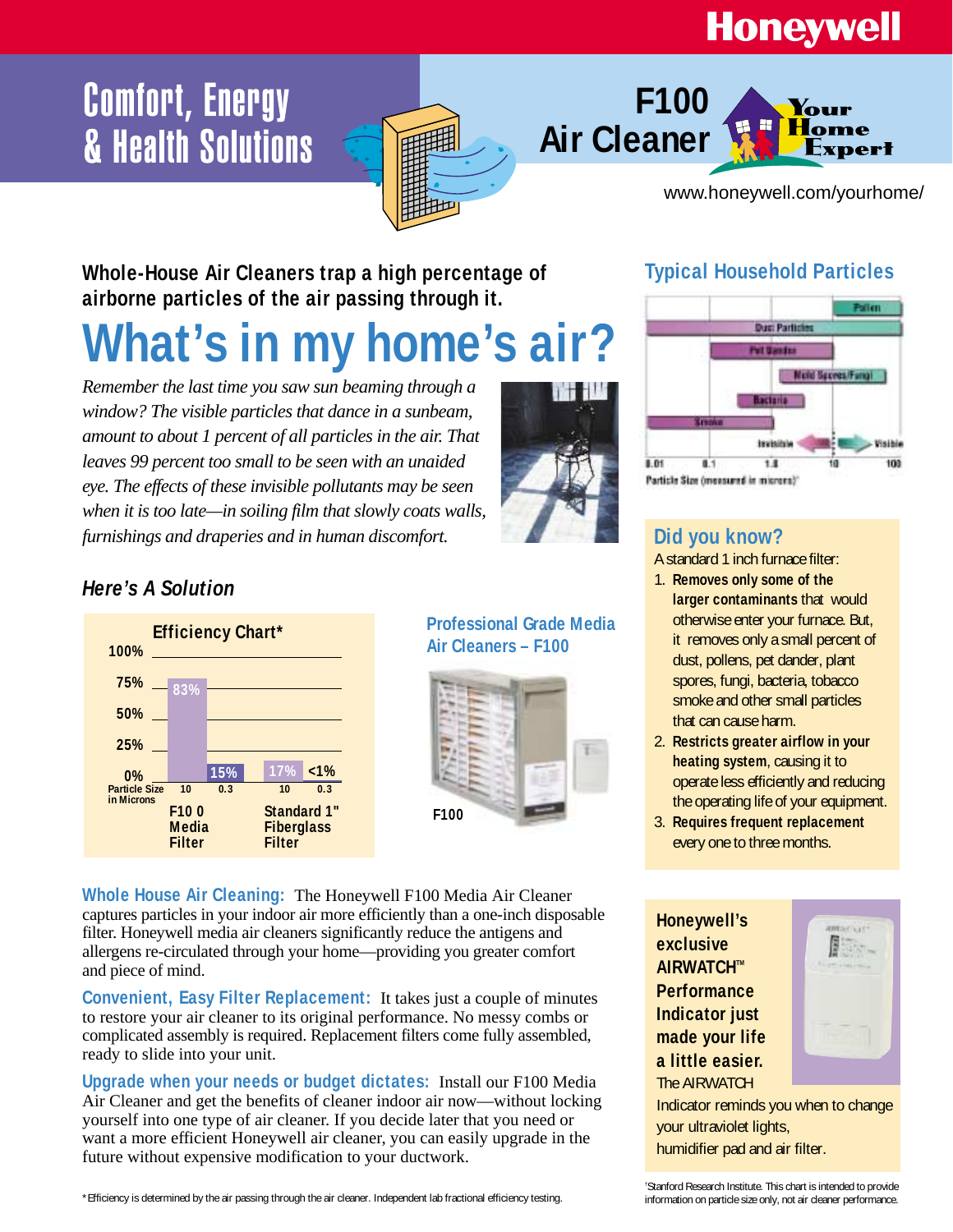Honeywell

# Comfort, Energy & Health Solutions

# F100 Air Cleaner

Your Home Expert

www.honeywell.com/yourhome/

**Whole-House Air Cleaners trap a high percentage of airborne particles of the air passing through it.**

# What's in my home's air?

*Remember the last time you saw sun beaming through a window? The visible particles that dance in a sunbeam, amount to about 1 percent of all particles in the air. That leaves 99 percent too small to be seen with an unaided eye. The effects of these invisible pollutants may be seen when it is too late—in soiling film that slowly coats walls, furnishings and draperies and in human discomfort.*

### *Here's A Solution*

**Efficiency Chart***

| Particle Size in Microns | F100 Media Filter | Standard 1" Fiberglass Filter |
|---|---|---|
| 10 | 83% | 17% |
| 0.3 | 15% | <1% |

**Professional Grade Media Air Cleaners – F100**

F100

**Whole House Air Cleaning:** The Honeywell F100 Media Air Cleaner captures particles in your indoor air more efficiently than a one-inch disposable filter. Honeywell media air cleaners significantly reduce the antigens and allergens re-circulated through your home—providing you greater comfort and piece of mind.

**Convenient, Easy Filter Replacement:** It takes just a couple of minutes to restore your air cleaner to its original performance. No messy combs or complicated assembly is required. Replacement filters come fully assembled, ready to slide into your unit.

**Upgrade when your needs or budget dictates:** Install our F100 Media Air Cleaner and get the benefits of cleaner indoor air now—without locking yourself into one type of air cleaner. If you decide later that you need or want a more efficient Honeywell air cleaner, you can easily upgrade in the future without expensive modification to your ductwork.

*Efficiency is determined by the air passing through the air cleaner. Independent lab fractional efficiency testing.

## Typical Household Particles

Pollen; Dust Particles; Pet Dander; Mold Spores/Fungi; Bacteria; Smoke

Invisible ← → Visible

0.01 — 0.1 — 1.0 — 10 — 100

Particle Size (measured in microns)[†]

## Did you know?

A standard 1 inch furnace filter:

1. **Removes only some of the larger contaminants** that would otherwise enter your furnace. But, it removes only a small percent of dust, pollens, pet dander, plant spores, fungi, bacteria, tobacco smoke and other small particles that can cause harm.
2. **Restricts greater airflow in your heating system**, causing it to operate less efficiently and reducing the operating life of your equipment.
3. **Requires frequent replacement** every one to three months.

**Honeywell's exclusive AIRWATCH™ Performance Indicator just made your life a little easier.** The AIRWATCH Indicator reminds you when to change your ultraviolet lights, humidifier pad and air filter.

[†]Stanford Research Institute. This chart is intended to provide information on particle size only, not air cleaner performance.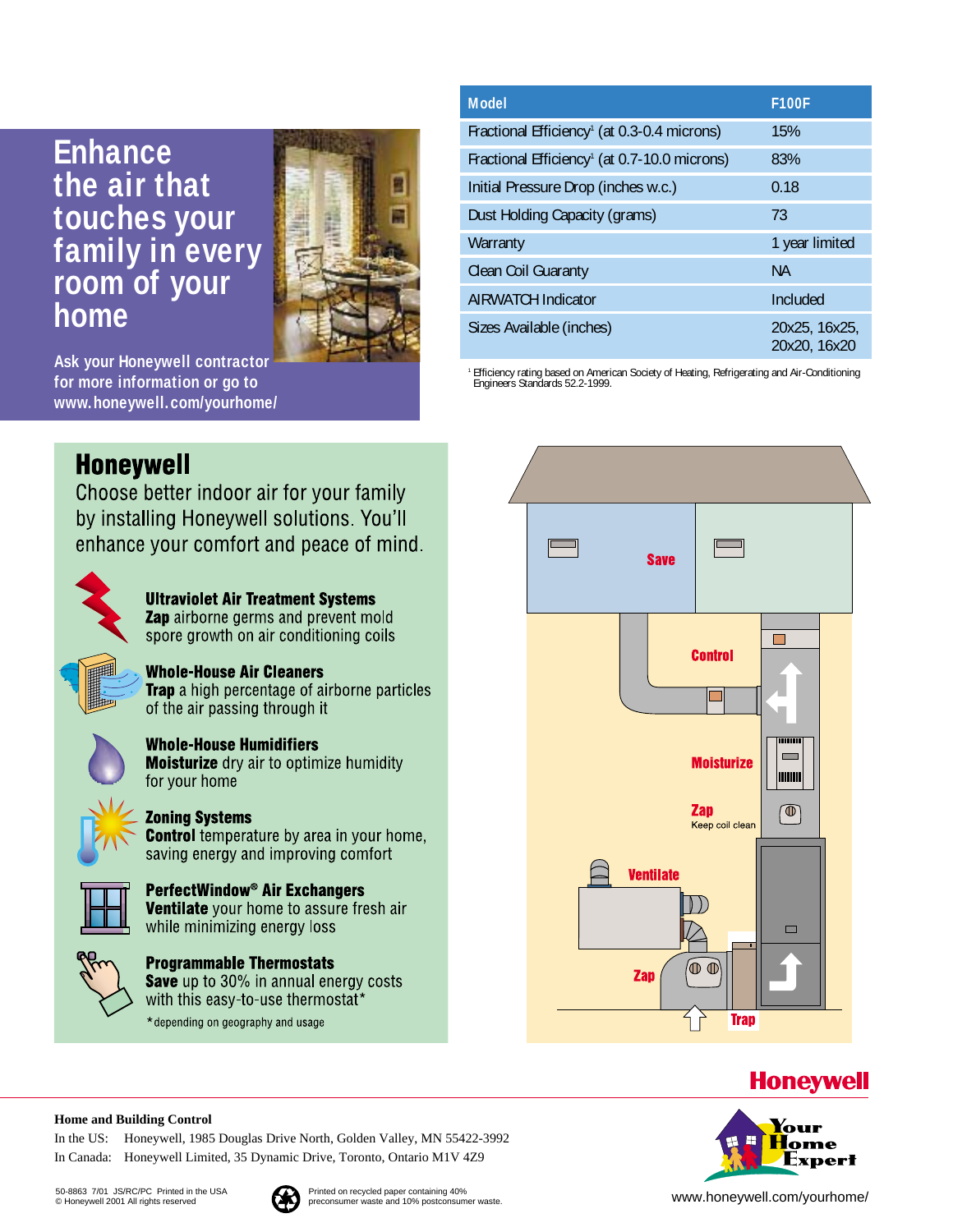# Enhance the air that touches your family in every room of your home

Ask your Honeywell contractor for more information or go to www.honeywell.com/yourhome/

| Model | F100F |
|---|---|
| Fractional Efficiency[1] (at 0.3-0.4 microns) | 15% |
| Fractional Efficiency[1] (at 0.7-10.0 microns) | 83% |
| Initial Pressure Drop (inches w.c.) | 0.18 |
| Dust Holding Capacity (grams) | 73 |
| Warranty | 1 year limited |
| Clean Coil Guaranty | NA |
| AIRWATCH Indicator | Included |
| Sizes Available (inches) | 20x25, 16x25, 20x20, 16x20 |

[1] Efficiency rating based on American Society of Heating, Refrigerating and Air-Conditioning Engineers Standards 52.2-1999.

## Honeywell

Choose better indoor air for your family by installing Honeywell solutions. You'll enhance your comfort and peace of mind.

**Ultraviolet Air Treatment Systems**
**Zap** airborne germs and prevent mold spore growth on air conditioning coils

**Whole-House Air Cleaners**
**Trap** a high percentage of airborne particles of the air passing through it

**Whole-House Humidifiers**
**Moisturize** dry air to optimize humidity for your home

**Zoning Systems**
**Control** temperature by area in your home, saving energy and improving comfort

**PerfectWindow® Air Exchangers**
**Ventilate** your home to assure fresh air while minimizing energy loss

**Programmable Thermostats**
**Save** up to 30% in annual energy costs with this easy-to-use thermostat*

*depending on geography and usage

Save

Control

Moisturize

Zap
Keep coil clean

Ventilate

Zap

Trap

Honeywell

**Home and Building Control**

In the US: Honeywell, 1985 Douglas Drive North, Golden Valley, MN 55422-3992

In Canada: Honeywell Limited, 35 Dynamic Drive, Toronto, Ontario M1V 4Z9

Your Home Expert

50-8863 7/01 JS/RC/PC Printed in the USA
© Honeywell 2001 All rights reserved

Printed on recycled paper containing 40% preconsumer waste and 10% postconsumer waste.

www.honeywell.com/yourhome/